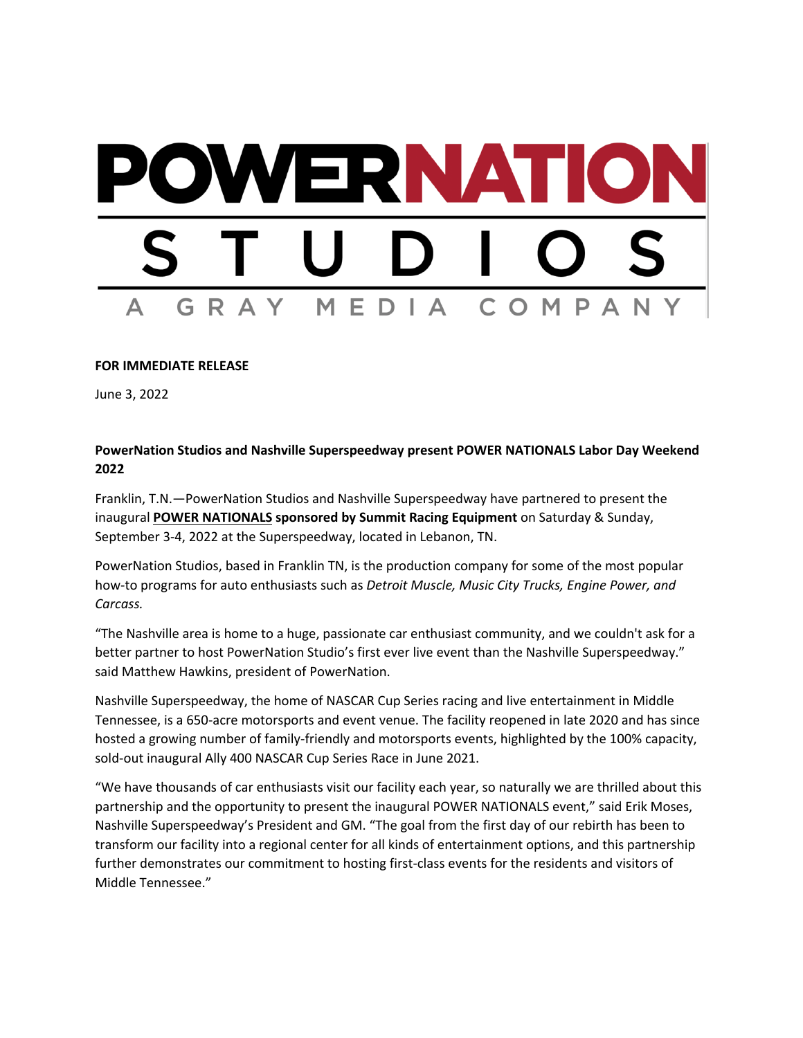POWERNATION

STUDIOS

A GRAY MEDIA COMPANY

**FOR IMMEDIATE RELEASE**

June 3, 2022

**PowerNation Studios and Nashville Superspeedway present POWER NATIONALS Labor Day Weekend 2022**

Franklin, T.N.—PowerNation Studios and Nashville Superspeedway have partnered to present the inaugural **POWER NATIONALS sponsored by Summit Racing Equipment** on Saturday & Sunday, September 3-4, 2022 at the Superspeedway, located in Lebanon, TN.

PowerNation Studios, based in Franklin TN, is the production company for some of the most popular how-to programs for auto enthusiasts such as *Detroit Muscle, Music City Trucks, Engine Power, and Carcass.*

“The Nashville area is home to a huge, passionate car enthusiast community, and we couldn't ask for a better partner to host PowerNation Studio’s first ever live event than the Nashville Superspeedway.” said Matthew Hawkins, president of PowerNation.

Nashville Superspeedway, the home of NASCAR Cup Series racing and live entertainment in Middle Tennessee, is a 650-acre motorsports and event venue. The facility reopened in late 2020 and has since hosted a growing number of family-friendly and motorsports events, highlighted by the 100% capacity, sold-out inaugural Ally 400 NASCAR Cup Series Race in June 2021.

“We have thousands of car enthusiasts visit our facility each year, so naturally we are thrilled about this partnership and the opportunity to present the inaugural POWER NATIONALS event,” said Erik Moses, Nashville Superspeedway’s President and GM. “The goal from the first day of our rebirth has been to transform our facility into a regional center for all kinds of entertainment options, and this partnership further demonstrates our commitment to hosting first-class events for the residents and visitors of Middle Tennessee.”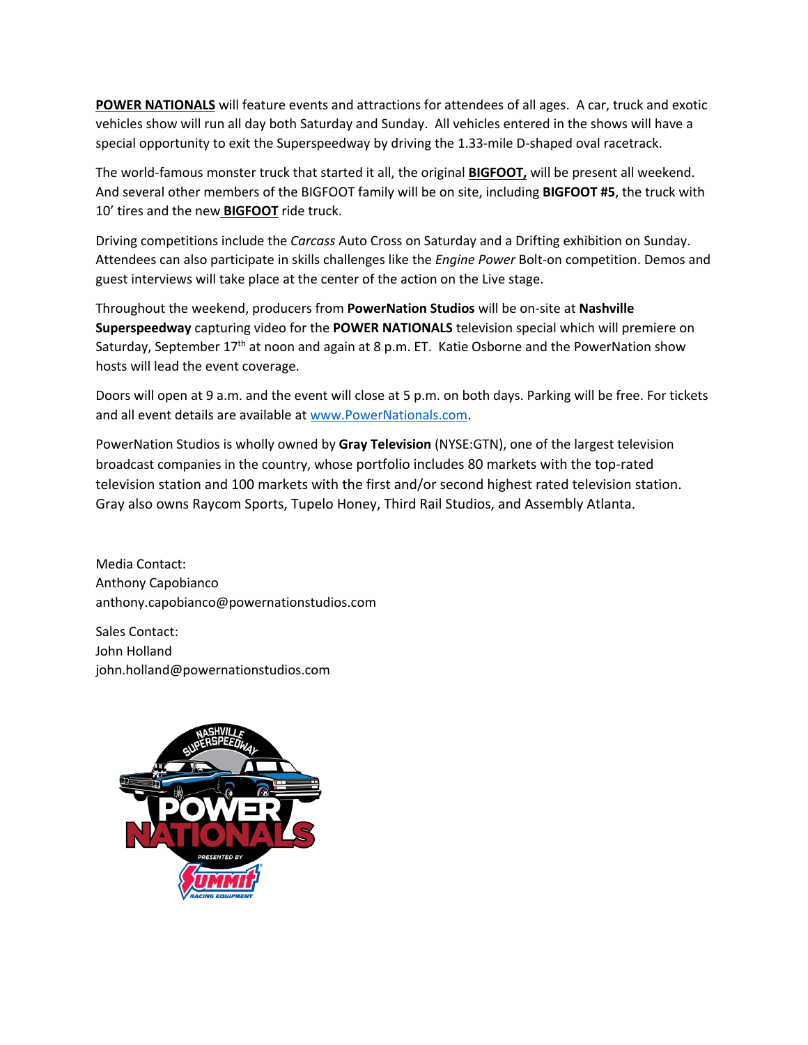**POWER NATIONALS** will feature events and attractions for attendees of all ages. A car, truck and exotic vehicles show will run all day both Saturday and Sunday. All vehicles entered in the shows will have a special opportunity to exit the Superspeedway by driving the 1.33-mile D-shaped oval racetrack.

The world-famous monster truck that started it all, the original **BIGFOOT,** will be present all weekend. And several other members of the BIGFOOT family will be on site, including **BIGFOOT #5**, the truck with 10' tires and the new **BIGFOOT** ride truck.

Driving competitions include the *Carcass* Auto Cross on Saturday and a Drifting exhibition on Sunday. Attendees can also participate in skills challenges like the *Engine Power* Bolt-on competition. Demos and guest interviews will take place at the center of the action on the Live stage.

Throughout the weekend, producers from **PowerNation Studios** will be on-site at **Nashville Superspeedway** capturing video for the **POWER NATIONALS** television special which will premiere on Saturday, September 17th at noon and again at 8 p.m. ET. Katie Osborne and the PowerNation show hosts will lead the event coverage.

Doors will open at 9 a.m. and the event will close at 5 p.m. on both days. Parking will be free. For tickets and all event details are available at www.PowerNationals.com.

PowerNation Studios is wholly owned by **Gray Television** (NYSE:GTN), one of the largest television broadcast companies in the country, whose portfolio includes 80 markets with the top-rated television station and 100 markets with the first and/or second highest rated television station. Gray also owns Raycom Sports, Tupelo Honey, Third Rail Studios, and Assembly Atlanta.

Media Contact:
Anthony Capobianco
anthony.capobianco@powernationstudios.com

Sales Contact:
John Holland
john.holland@powernationstudios.com

NASHVILLE SUPERSPEEDWAY
POWER NATIONALS
PRESENTED BY
SUMMIT RACING EQUIPMENT